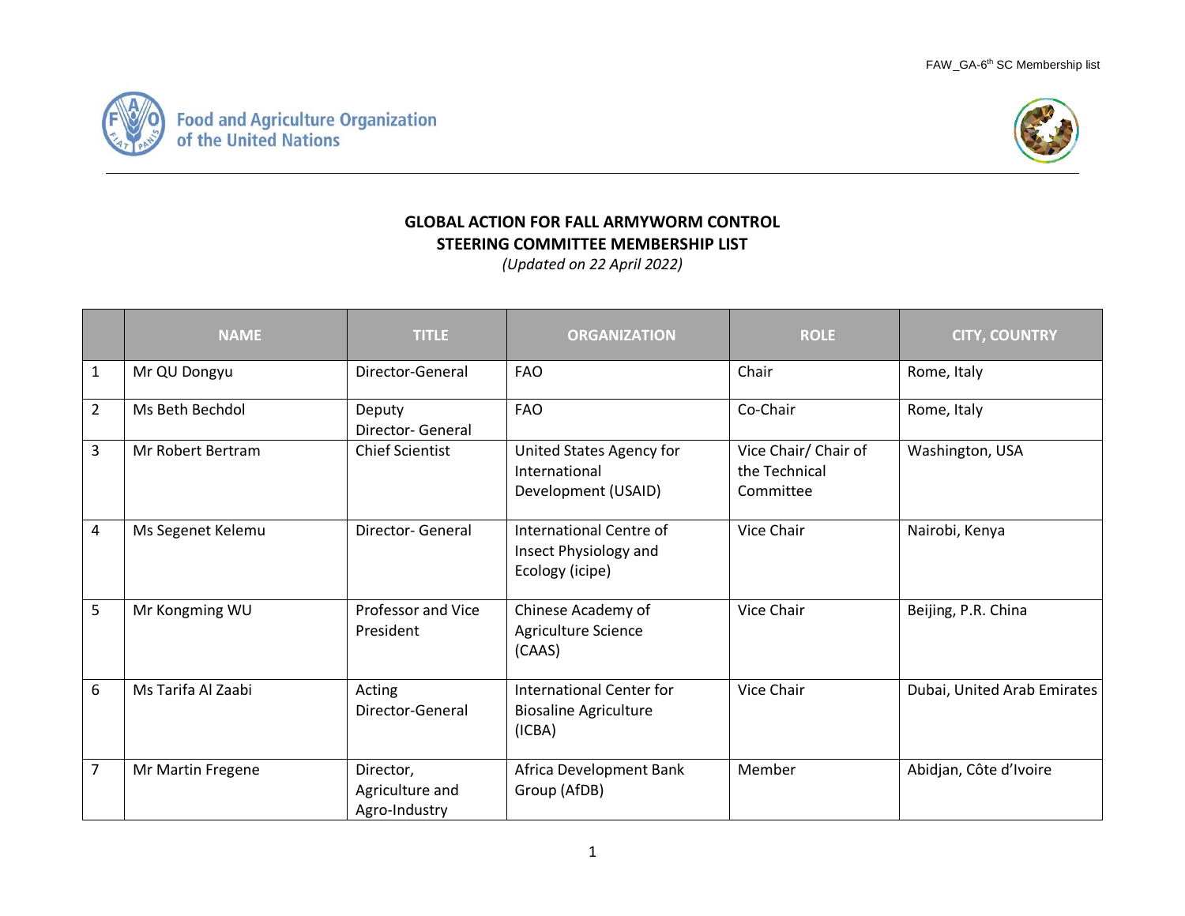Food and Agriculture Organization of the United Nations

# GLOBAL ACTION FOR FALL ARMYWORM CONTROL
## STEERING COMMITTEE MEMBERSHIP LIST

*(Updated on 22 April 2022)*

| | NAME | TITLE | ORGANIZATION | ROLE | CITY, COUNTRY |
|---|---|---|---|---|---|
| 1 | Mr QU Dongyu | Director-General | FAO | Chair | Rome, Italy |
| 2 | Ms Beth Bechdol | Deputy Director- General | FAO | Co-Chair | Rome, Italy |
| 3 | Mr Robert Bertram | Chief Scientist | United States Agency for International Development (USAID) | Vice Chair/ Chair of the Technical Committee | Washington, USA |
| 4 | Ms Segenet Kelemu | Director- General | International Centre of Insect Physiology and Ecology (icipe) | Vice Chair | Nairobi, Kenya |
| 5 | Mr Kongming WU | Professor and Vice President | Chinese Academy of Agriculture Science (CAAS) | Vice Chair | Beijing, P.R. China |
| 6 | Ms Tarifa Al Zaabi | Acting Director-General | International Center for Biosaline Agriculture (ICBA) | Vice Chair | Dubai, United Arab Emirates |
| 7 | Mr Martin Fregene | Director, Agriculture and Agro-Industry | Africa Development Bank Group (AfDB) | Member | Abidjan, Côte d'Ivoire |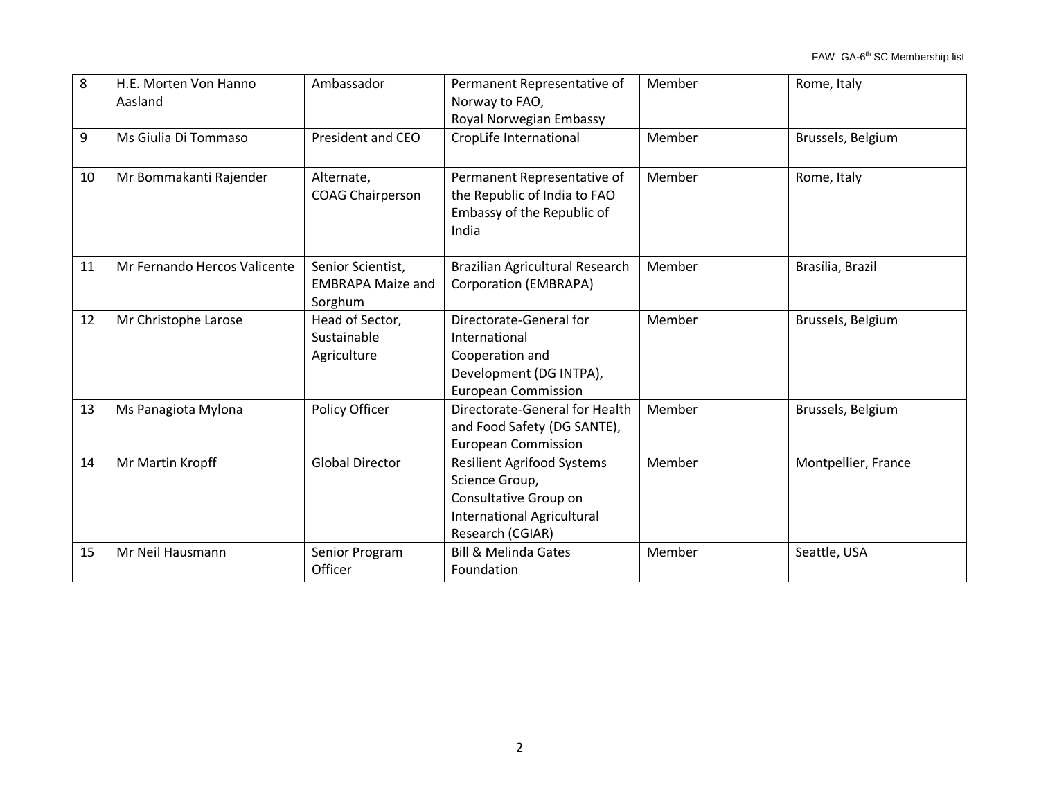| 8 | H.E. Morten Von Hanno Aasland | Ambassador | Permanent Representative of Norway to FAO, Royal Norwegian Embassy | Member | Rome, Italy |
|---|---|---|---|---|---|
| 9 | Ms Giulia Di Tommaso | President and CEO | CropLife International | Member | Brussels, Belgium |
| 10 | Mr Bommakanti Rajender | Alternate, COAG Chairperson | Permanent Representative of the Republic of India to FAO Embassy of the Republic of India | Member | Rome, Italy |
| 11 | Mr Fernando Hercos Valicente | Senior Scientist, EMBRAPA Maize and Sorghum | Brazilian Agricultural Research Corporation (EMBRAPA) | Member | Brasília, Brazil |
| 12 | Mr Christophe Larose | Head of Sector, Sustainable Agriculture | Directorate-General for International Cooperation and Development (DG INTPA), European Commission | Member | Brussels, Belgium |
| 13 | Ms Panagiota Mylona | Policy Officer | Directorate-General for Health and Food Safety (DG SANTE), European Commission | Member | Brussels, Belgium |
| 14 | Mr Martin Kropff | Global Director | Resilient Agrifood Systems Science Group, Consultative Group on International Agricultural Research (CGIAR) | Member | Montpellier, France |
| 15 | Mr Neil Hausmann | Senior Program Officer | Bill & Melinda Gates Foundation | Member | Seattle, USA |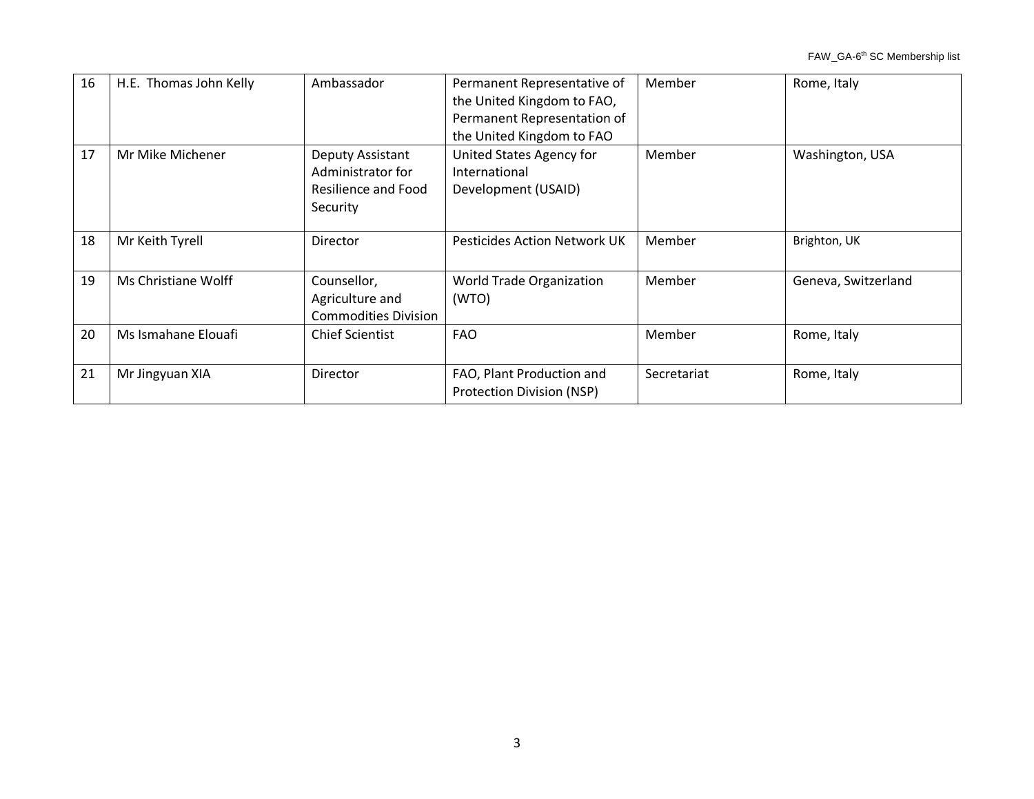| | | | | | |
|---|---|---|---|---|---|
| 16 | H.E. Thomas John Kelly | Ambassador | Permanent Representative of the United Kingdom to FAO, Permanent Representation of the United Kingdom to FAO | Member | Rome, Italy |
| 17 | Mr Mike Michener | Deputy Assistant Administrator for Resilience and Food Security | United States Agency for International Development (USAID) | Member | Washington, USA |
| 18 | Mr Keith Tyrell | Director | Pesticides Action Network UK | Member | Brighton, UK |
| 19 | Ms Christiane Wolff | Counsellor, Agriculture and Commodities Division | World Trade Organization (WTO) | Member | Geneva, Switzerland |
| 20 | Ms Ismahane Elouafi | Chief Scientist | FAO | Member | Rome, Italy |
| 21 | Mr Jingyuan XIA | Director | FAO, Plant Production and Protection Division (NSP) | Secretariat | Rome, Italy |